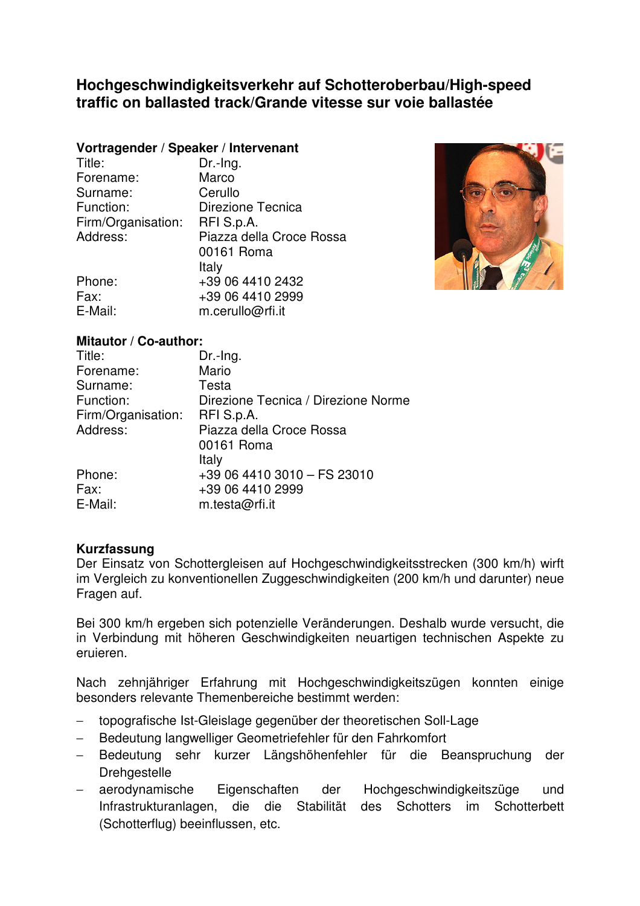# Hochgeschwindigkeitsverkehr auf Schotteroberbau/High-speed traffic on ballasted track/Grande vitesse sur voie ballastée

## Vortragender / Speaker / Intervenant

| | |
|---|---|
| Title: | Dr.-Ing. |
| Forename: | Marco |
| Surname: | Cerullo |
| Function: | Direzione Tecnica |
| Firm/Organisation: | RFI S.p.A. |
| Address: | Piazza della Croce Rossa<br>00161 Roma<br>Italy |
| Phone: | +39 06 4410 2432 |
| Fax: | +39 06 4410 2999 |
| E-Mail: | m.cerullo@rfi.it |

## Mitautor / Co-author:

| | |
|---|---|
| Title: | Dr.-Ing. |
| Forename: | Mario |
| Surname: | Testa |
| Function: | Direzione Tecnica / Direzione Norme |
| Firm/Organisation: | RFI S.p.A. |
| Address: | Piazza della Croce Rossa<br>00161 Roma<br>Italy |
| Phone: | +39 06 4410 3010 – FS 23010 |
| Fax: | +39 06 4410 2999 |
| E-Mail: | m.testa@rfi.it |

## Kurzfassung

Der Einsatz von Schottergleisen auf Hochgeschwindigkeitsstrecken (300 km/h) wirft im Vergleich zu konventionellen Zuggeschwindigkeiten (200 km/h und darunter) neue Fragen auf.

Bei 300 km/h ergeben sich potenzielle Veränderungen. Deshalb wurde versucht, die in Verbindung mit höheren Geschwindigkeiten neuartigen technischen Aspekte zu eruieren.

Nach zehnjähriger Erfahrung mit Hochgeschwindigkeitszügen konnten einige besonders relevante Themenbereiche bestimmt werden:

- topografische Ist-Gleislage gegenüber der theoretischen Soll-Lage
- Bedeutung langwelliger Geometriefehler für den Fahrkomfort
- Bedeutung sehr kurzer Längshöhenfehler für die Beanspruchung der Drehgestelle
- aerodynamische Eigenschaften der Hochgeschwindigkeitszüge und Infrastrukturanlagen, die die Stabilität des Schotters im Schotterbett (Schotterflug) beeinflussen, etc.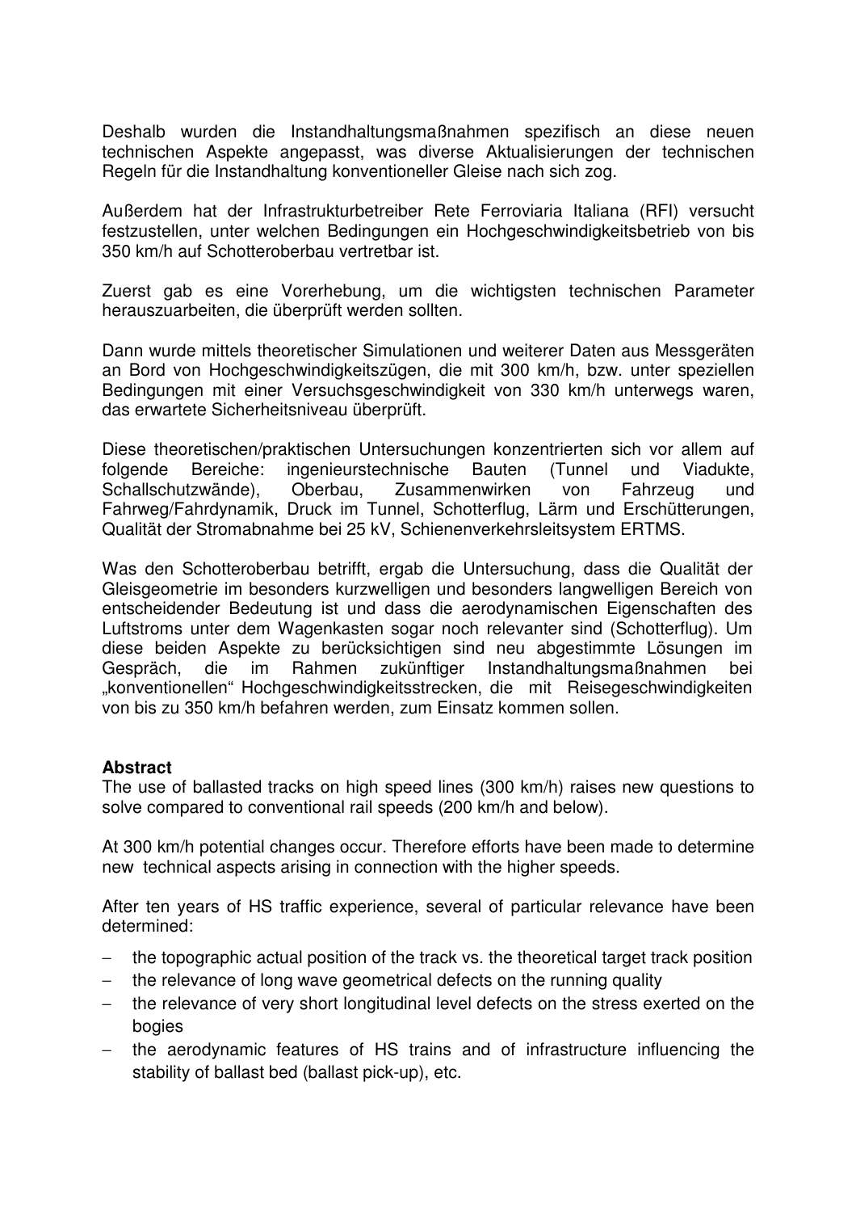Deshalb wurden die Instandhaltungsmaßnahmen spezifisch an diese neuen technischen Aspekte angepasst, was diverse Aktualisierungen der technischen Regeln für die Instandhaltung konventioneller Gleise nach sich zog.

Außerdem hat der Infrastrukturbetreiber Rete Ferroviaria Italiana (RFI) versucht festzustellen, unter welchen Bedingungen ein Hochgeschwindigkeitsbetrieb von bis 350 km/h auf Schotteroberbau vertretbar ist.

Zuerst gab es eine Vorerhebung, um die wichtigsten technischen Parameter herauszuarbeiten, die überprüft werden sollten.

Dann wurde mittels theoretischer Simulationen und weiterer Daten aus Messgeräten an Bord von Hochgeschwindigkeitszügen, die mit 300 km/h, bzw. unter speziellen Bedingungen mit einer Versuchsgeschwindigkeit von 330 km/h unterwegs waren, das erwartete Sicherheitsniveau überprüft.

Diese theoretischen/praktischen Untersuchungen konzentrierten sich vor allem auf folgende Bereiche: ingenieurstechnische Bauten (Tunnel und Viadukte, Schallschutzwände), Oberbau, Zusammenwirken von Fahrzeug und Fahrweg/Fahrdynamik, Druck im Tunnel, Schotterflug, Lärm und Erschütterungen, Qualität der Stromabnahme bei 25 kV, Schienenverkehrsleitsystem ERTMS.

Was den Schotteroberbau betrifft, ergab die Untersuchung, dass die Qualität der Gleisgeometrie im besonders kurzwelligen und besonders langwelligen Bereich von entscheidender Bedeutung ist und dass die aerodynamischen Eigenschaften des Luftstroms unter dem Wagenkasten sogar noch relevanter sind (Schotterflug). Um diese beiden Aspekte zu berücksichtigen sind neu abgestimmte Lösungen im Gespräch, die im Rahmen zukünftiger Instandhaltungsmaßnahmen bei „konventionellen" Hochgeschwindigkeitsstrecken, die mit Reisegeschwindigkeiten von bis zu 350 km/h befahren werden, zum Einsatz kommen sollen.

**Abstract**

The use of ballasted tracks on high speed lines (300 km/h) raises new questions to solve compared to conventional rail speeds (200 km/h and below).

At 300 km/h potential changes occur. Therefore efforts have been made to determine new technical aspects arising in connection with the higher speeds.

After ten years of HS traffic experience, several of particular relevance have been determined:

- the topographic actual position of the track vs. the theoretical target track position
- the relevance of long wave geometrical defects on the running quality
- the relevance of very short longitudinal level defects on the stress exerted on the bogies
- the aerodynamic features of HS trains and of infrastructure influencing the stability of ballast bed (ballast pick-up), etc.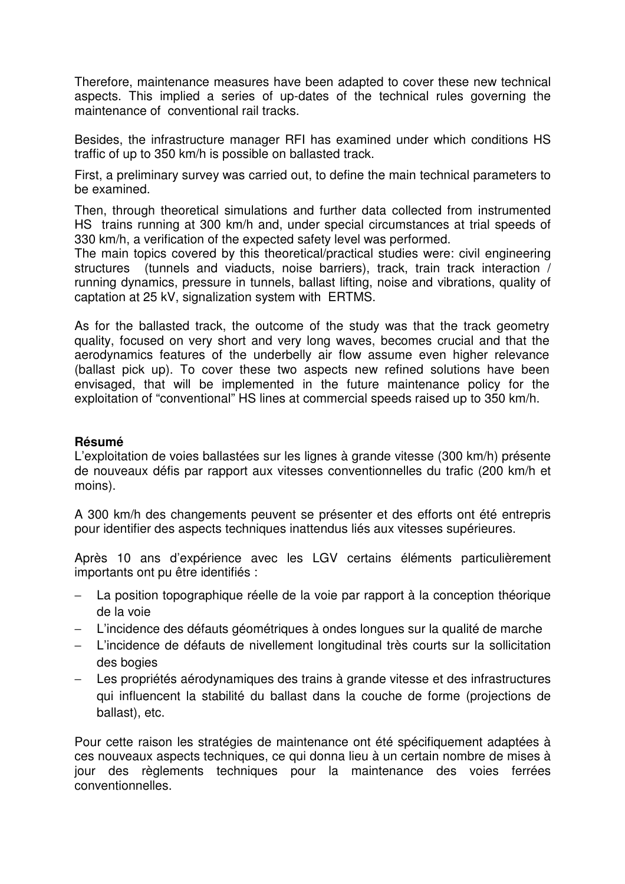Therefore, maintenance measures have been adapted to cover these new technical aspects. This implied a series of up-dates of the technical rules governing the maintenance of conventional rail tracks.

Besides, the infrastructure manager RFI has examined under which conditions HS traffic of up to 350 km/h is possible on ballasted track.

First, a preliminary survey was carried out, to define the main technical parameters to be examined.

Then, through theoretical simulations and further data collected from instrumented HS trains running at 300 km/h and, under special circumstances at trial speeds of 330 km/h, a verification of the expected safety level was performed.

The main topics covered by this theoretical/practical studies were: civil engineering structures (tunnels and viaducts, noise barriers), track, train track interaction / running dynamics, pressure in tunnels, ballast lifting, noise and vibrations, quality of captation at 25 kV, signalization system with ERTMS.

As for the ballasted track, the outcome of the study was that the track geometry quality, focused on very short and very long waves, becomes crucial and that the aerodynamics features of the underbelly air flow assume even higher relevance (ballast pick up). To cover these two aspects new refined solutions have been envisaged, that will be implemented in the future maintenance policy for the exploitation of "conventional" HS lines at commercial speeds raised up to 350 km/h.

**Résumé**

L'exploitation de voies ballastées sur les lignes à grande vitesse (300 km/h) présente de nouveaux défis par rapport aux vitesses conventionnelles du trafic (200 km/h et moins).

A 300 km/h des changements peuvent se présenter et des efforts ont été entrepris pour identifier des aspects techniques inattendus liés aux vitesses supérieures.

Après 10 ans d'expérience avec les LGV certains éléments particulièrement importants ont pu être identifiés :

- La position topographique réelle de la voie par rapport à la conception théorique de la voie
- L'incidence des défauts géométriques à ondes longues sur la qualité de marche
- L'incidence de défauts de nivellement longitudinal très courts sur la sollicitation des bogies
- Les propriétés aérodynamiques des trains à grande vitesse et des infrastructures qui influencent la stabilité du ballast dans la couche de forme (projections de ballast), etc.

Pour cette raison les stratégies de maintenance ont été spécifiquement adaptées à ces nouveaux aspects techniques, ce qui donna lieu à un certain nombre de mises à jour des règlements techniques pour la maintenance des voies ferrées conventionnelles.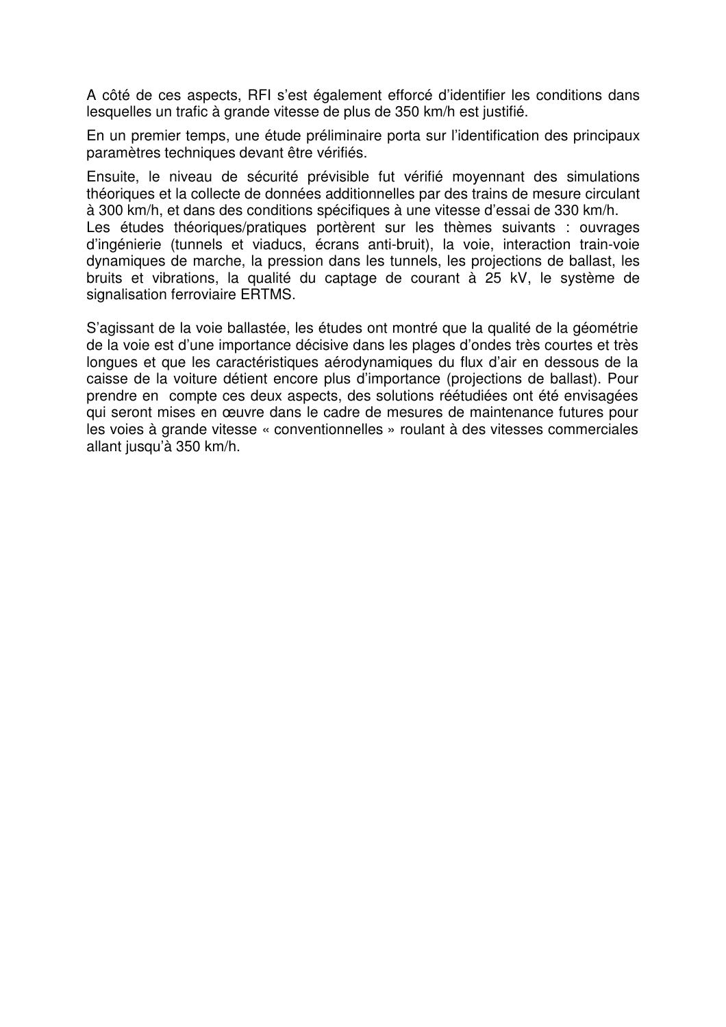A côté de ces aspects, RFI s'est également efforcé d'identifier les conditions dans lesquelles un trafic à grande vitesse de plus de 350 km/h est justifié.

En un premier temps, une étude préliminaire porta sur l'identification des principaux paramètres techniques devant être vérifiés.

Ensuite, le niveau de sécurité prévisible fut vérifié moyennant des simulations théoriques et la collecte de données additionnelles par des trains de mesure circulant à 300 km/h, et dans des conditions spécifiques à une vitesse d'essai de 330 km/h.
Les études théoriques/pratiques portèrent sur les thèmes suivants : ouvrages d'ingénierie (tunnels et viaducs, écrans anti-bruit), la voie, interaction train-voie dynamiques de marche, la pression dans les tunnels, les projections de ballast, les bruits et vibrations, la qualité du captage de courant à 25 kV, le système de signalisation ferroviaire ERTMS.

S'agissant de la voie ballastée, les études ont montré que la qualité de la géométrie de la voie est d'une importance décisive dans les plages d'ondes très courtes et très longues et que les caractéristiques aérodynamiques du flux d'air en dessous de la caisse de la voiture détient encore plus d'importance (projections de ballast). Pour prendre en compte ces deux aspects, des solutions réétudiées ont été envisagées qui seront mises en œuvre dans le cadre de mesures de maintenance futures pour les voies à grande vitesse « conventionnelles » roulant à des vitesses commerciales allant jusqu'à 350 km/h.